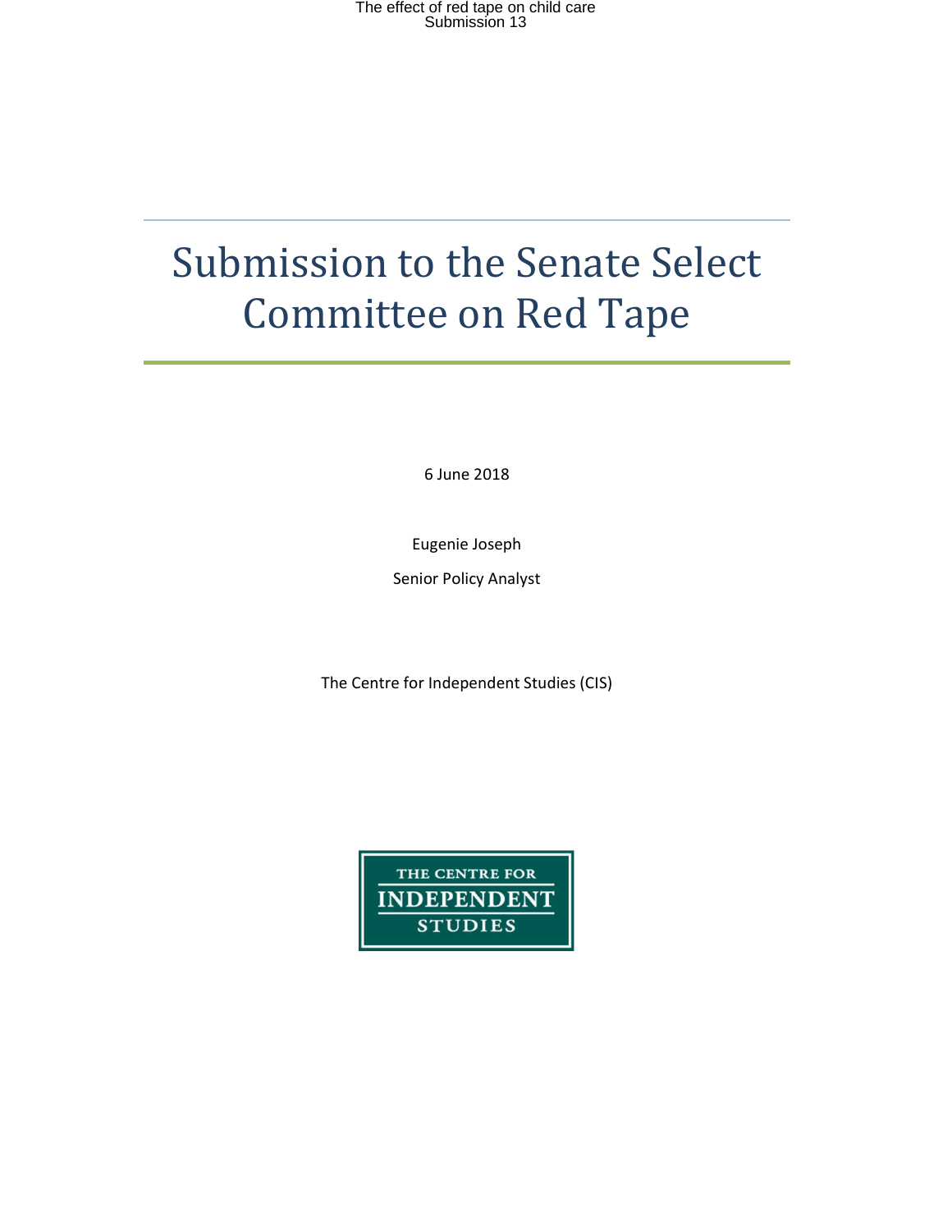# Submission to the Senate Select Committee on Red Tape

6 June 2018

Eugenie Joseph

Senior Policy Analyst

The Centre for Independent Studies (CIS)

THE CENTRE FOR INDEPENDENT STUDIES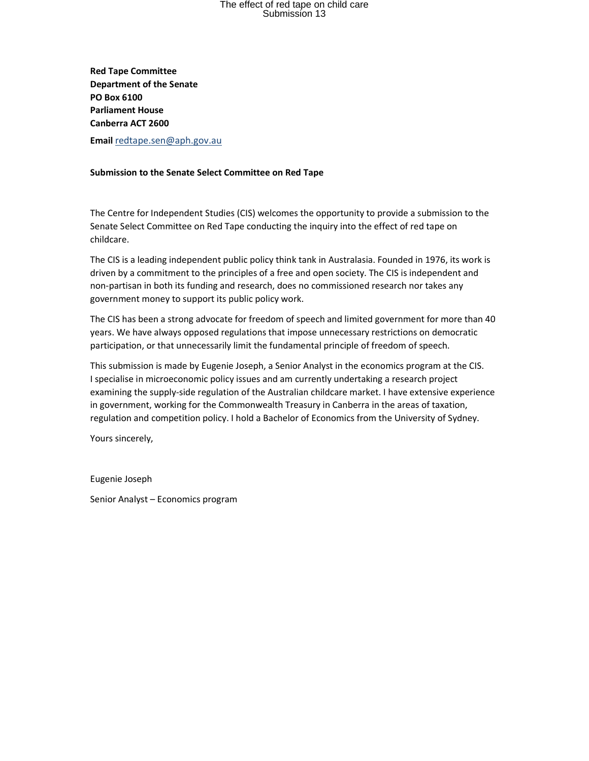**Red Tape Committee**
**Department of the Senate**
**PO Box 6100**
**Parliament House**
**Canberra ACT 2600**

**Email** redtape.sen@aph.gov.au

**Submission to the Senate Select Committee on Red Tape**

The Centre for Independent Studies (CIS) welcomes the opportunity to provide a submission to the Senate Select Committee on Red Tape conducting the inquiry into the effect of red tape on childcare.

The CIS is a leading independent public policy think tank in Australasia. Founded in 1976, its work is driven by a commitment to the principles of a free and open society. The CIS is independent and non-partisan in both its funding and research, does no commissioned research nor takes any government money to support its public policy work.

The CIS has been a strong advocate for freedom of speech and limited government for more than 40 years. We have always opposed regulations that impose unnecessary restrictions on democratic participation, or that unnecessarily limit the fundamental principle of freedom of speech.

This submission is made by Eugenie Joseph, a Senior Analyst in the economics program at the CIS. I specialise in microeconomic policy issues and am currently undertaking a research project examining the supply-side regulation of the Australian childcare market. I have extensive experience in government, working for the Commonwealth Treasury in Canberra in the areas of taxation, regulation and competition policy. I hold a Bachelor of Economics from the University of Sydney.

Yours sincerely,

Eugenie Joseph

Senior Analyst – Economics program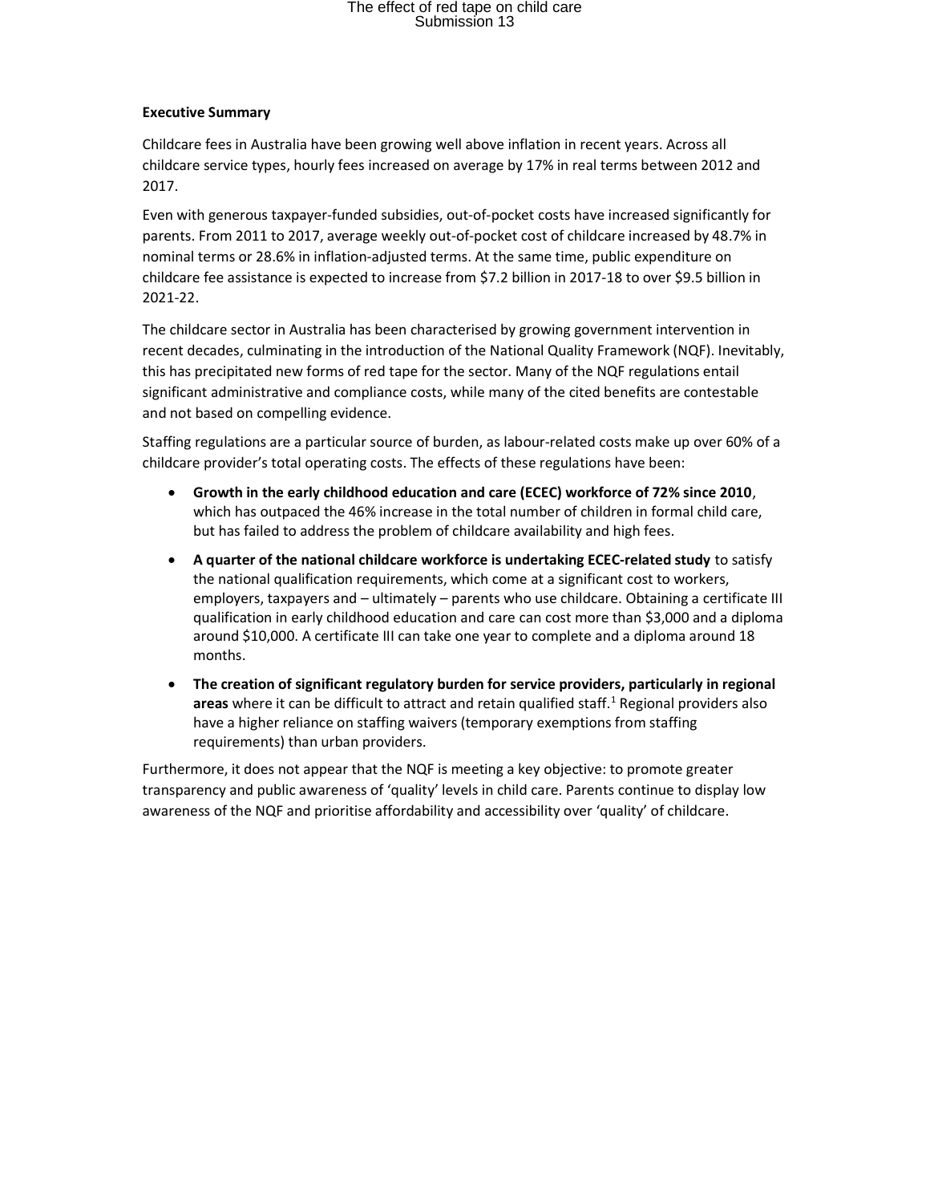**Executive Summary**

Childcare fees in Australia have been growing well above inflation in recent years. Across all childcare service types, hourly fees increased on average by 17% in real terms between 2012 and 2017.

Even with generous taxpayer-funded subsidies, out-of-pocket costs have increased significantly for parents. From 2011 to 2017, average weekly out-of-pocket cost of childcare increased by 48.7% in nominal terms or 28.6% in inflation-adjusted terms. At the same time, public expenditure on childcare fee assistance is expected to increase from $7.2 billion in 2017-18 to over $9.5 billion in 2021-22.

The childcare sector in Australia has been characterised by growing government intervention in recent decades, culminating in the introduction of the National Quality Framework (NQF). Inevitably, this has precipitated new forms of red tape for the sector. Many of the NQF regulations entail significant administrative and compliance costs, while many of the cited benefits are contestable and not based on compelling evidence.

Staffing regulations are a particular source of burden, as labour-related costs make up over 60% of a childcare provider's total operating costs. The effects of these regulations have been:

- **Growth in the early childhood education and care (ECEC) workforce of 72% since 2010**, which has outpaced the 46% increase in the total number of children in formal child care, but has failed to address the problem of childcare availability and high fees.
- **A quarter of the national childcare workforce is undertaking ECEC-related study** to satisfy the national qualification requirements, which come at a significant cost to workers, employers, taxpayers and – ultimately – parents who use childcare. Obtaining a certificate III qualification in early childhood education and care can cost more than $3,000 and a diploma around $10,000. A certificate III can take one year to complete and a diploma around 18 months.
- **The creation of significant regulatory burden for service providers, particularly in regional areas** where it can be difficult to attract and retain qualified staff.[1] Regional providers also have a higher reliance on staffing waivers (temporary exemptions from staffing requirements) than urban providers.

Furthermore, it does not appear that the NQF is meeting a key objective: to promote greater transparency and public awareness of 'quality' levels in child care. Parents continue to display low awareness of the NQF and prioritise affordability and accessibility over 'quality' of childcare.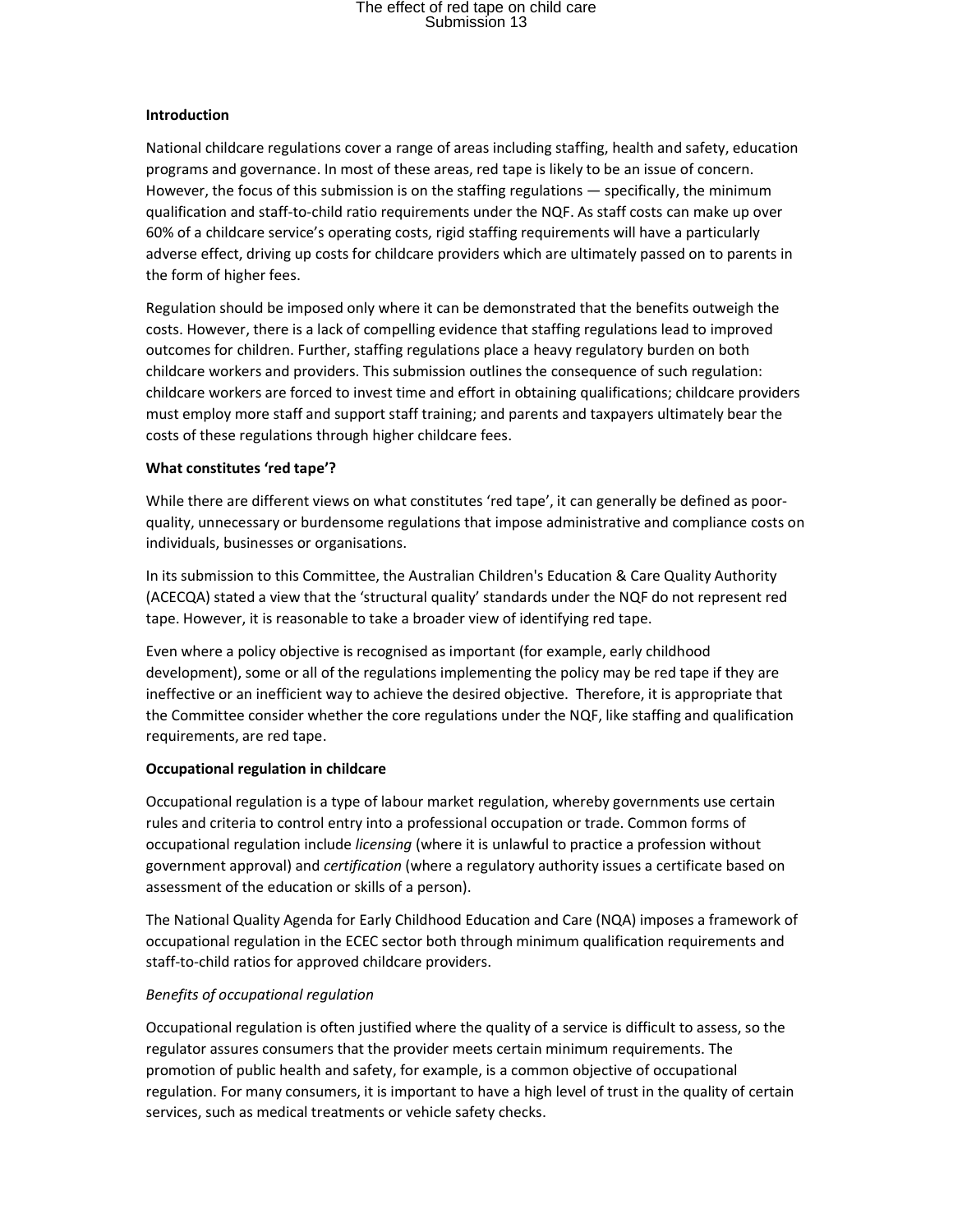**Introduction**

National childcare regulations cover a range of areas including staffing, health and safety, education programs and governance. In most of these areas, red tape is likely to be an issue of concern. However, the focus of this submission is on the staffing regulations — specifically, the minimum qualification and staff-to-child ratio requirements under the NQF. As staff costs can make up over 60% of a childcare service's operating costs, rigid staffing requirements will have a particularly adverse effect, driving up costs for childcare providers which are ultimately passed on to parents in the form of higher fees.

Regulation should be imposed only where it can be demonstrated that the benefits outweigh the costs. However, there is a lack of compelling evidence that staffing regulations lead to improved outcomes for children. Further, staffing regulations place a heavy regulatory burden on both childcare workers and providers. This submission outlines the consequence of such regulation: childcare workers are forced to invest time and effort in obtaining qualifications; childcare providers must employ more staff and support staff training; and parents and taxpayers ultimately bear the costs of these regulations through higher childcare fees.

**What constitutes 'red tape'?**

While there are different views on what constitutes 'red tape', it can generally be defined as poor-quality, unnecessary or burdensome regulations that impose administrative and compliance costs on individuals, businesses or organisations.

In its submission to this Committee, the Australian Children's Education & Care Quality Authority (ACECQA) stated a view that the 'structural quality' standards under the NQF do not represent red tape. However, it is reasonable to take a broader view of identifying red tape.

Even where a policy objective is recognised as important (for example, early childhood development), some or all of the regulations implementing the policy may be red tape if they are ineffective or an inefficient way to achieve the desired objective. Therefore, it is appropriate that the Committee consider whether the core regulations under the NQF, like staffing and qualification requirements, are red tape.

**Occupational regulation in childcare**

Occupational regulation is a type of labour market regulation, whereby governments use certain rules and criteria to control entry into a professional occupation or trade. Common forms of occupational regulation include *licensing* (where it is unlawful to practice a profession without government approval) and *certification* (where a regulatory authority issues a certificate based on assessment of the education or skills of a person).

The National Quality Agenda for Early Childhood Education and Care (NQA) imposes a framework of occupational regulation in the ECEC sector both through minimum qualification requirements and staff-to-child ratios for approved childcare providers.

*Benefits of occupational regulation*

Occupational regulation is often justified where the quality of a service is difficult to assess, so the regulator assures consumers that the provider meets certain minimum requirements. The promotion of public health and safety, for example, is a common objective of occupational regulation. For many consumers, it is important to have a high level of trust in the quality of certain services, such as medical treatments or vehicle safety checks.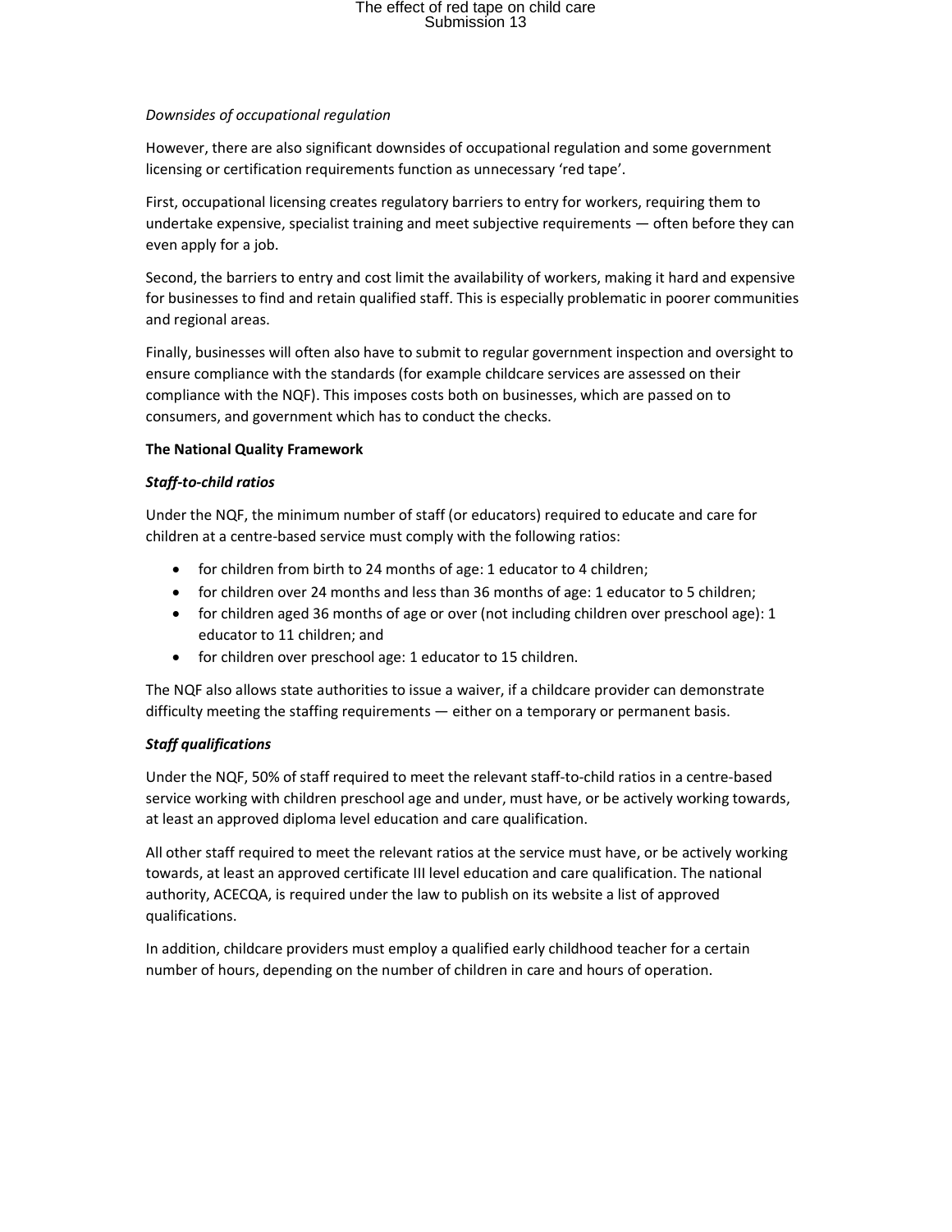*Downsides of occupational regulation*

However, there are also significant downsides of occupational regulation and some government licensing or certification requirements function as unnecessary 'red tape'.

First, occupational licensing creates regulatory barriers to entry for workers, requiring them to undertake expensive, specialist training and meet subjective requirements — often before they can even apply for a job.

Second, the barriers to entry and cost limit the availability of workers, making it hard and expensive for businesses to find and retain qualified staff. This is especially problematic in poorer communities and regional areas.

Finally, businesses will often also have to submit to regular government inspection and oversight to ensure compliance with the standards (for example childcare services are assessed on their compliance with the NQF). This imposes costs both on businesses, which are passed on to consumers, and government which has to conduct the checks.

**The National Quality Framework**

***Staff-to-child ratios***

Under the NQF, the minimum number of staff (or educators) required to educate and care for children at a centre-based service must comply with the following ratios:

- for children from birth to 24 months of age: 1 educator to 4 children;
- for children over 24 months and less than 36 months of age: 1 educator to 5 children;
- for children aged 36 months of age or over (not including children over preschool age): 1 educator to 11 children; and
- for children over preschool age: 1 educator to 15 children.

The NQF also allows state authorities to issue a waiver, if a childcare provider can demonstrate difficulty meeting the staffing requirements — either on a temporary or permanent basis.

***Staff qualifications***

Under the NQF, 50% of staff required to meet the relevant staff-to-child ratios in a centre-based service working with children preschool age and under, must have, or be actively working towards, at least an approved diploma level education and care qualification.

All other staff required to meet the relevant ratios at the service must have, or be actively working towards, at least an approved certificate III level education and care qualification. The national authority, ACECQA, is required under the law to publish on its website a list of approved qualifications.

In addition, childcare providers must employ a qualified early childhood teacher for a certain number of hours, depending on the number of children in care and hours of operation.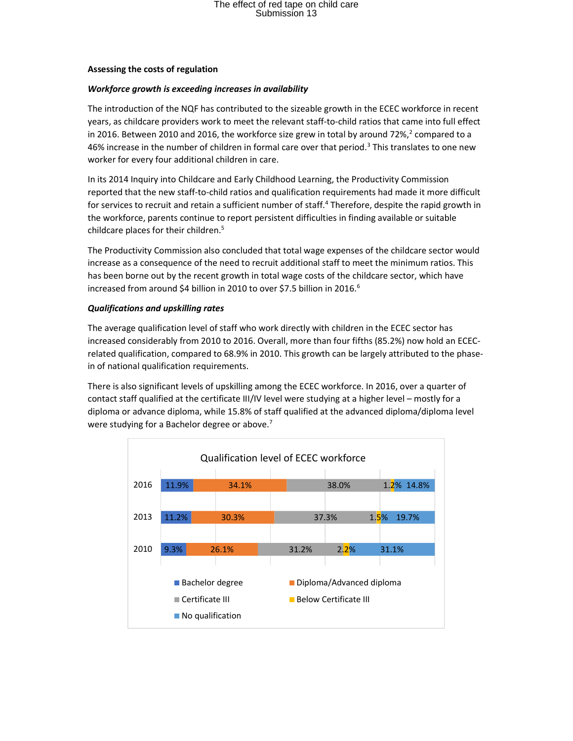**Assessing the costs of regulation**

***Workforce growth is exceeding increases in availability***

The introduction of the NQF has contributed to the sizeable growth in the ECEC workforce in recent years, as childcare providers work to meet the relevant staff-to-child ratios that came into full effect in 2016. Between 2010 and 2016, the workforce size grew in total by around 72%,[2] compared to a 46% increase in the number of children in formal care over that period.[3] This translates to one new worker for every four additional children in care.

In its 2014 Inquiry into Childcare and Early Childhood Learning, the Productivity Commission reported that the new staff-to-child ratios and qualification requirements had made it more difficult for services to recruit and retain a sufficient number of staff.[4] Therefore, despite the rapid growth in the workforce, parents continue to report persistent difficulties in finding available or suitable childcare places for their children.[5]

The Productivity Commission also concluded that total wage expenses of the childcare sector would increase as a consequence of the need to recruit additional staff to meet the minimum ratios. This has been borne out by the recent growth in total wage costs of the childcare sector, which have increased from around $4 billion in 2010 to over $7.5 billion in 2016.[6]

***Qualifications and upskilling rates***

The average qualification level of staff who work directly with children in the ECEC sector has increased considerably from 2010 to 2016. Overall, more than four fifths (85.2%) now hold an ECEC-related qualification, compared to 68.9% in 2010. This growth can be largely attributed to the phase-in of national qualification requirements.

There is also significant levels of upskilling among the ECEC workforce. In 2016, over a quarter of contact staff qualified at the certificate III/IV level were studying at a higher level – mostly for a diploma or advance diploma, while 15.8% of staff qualified at the advanced diploma/diploma level were studying for a Bachelor degree or above.[7]

**Qualification level of ECEC workforce**

| Year | Bachelor degree | Diploma/Advanced diploma | Certificate III | Below Certificate III | No qualification |
|---|---|---|---|---|---|
| 2016 | 11.9% | 34.1% | 38.0% | 1.2% | 14.8% |
| 2013 | 11.2% | 30.3% | 37.3% | 1.5% | 19.7% |
| 2010 | 9.3% | 26.1% | 31.2% | 2.2% | 31.1% |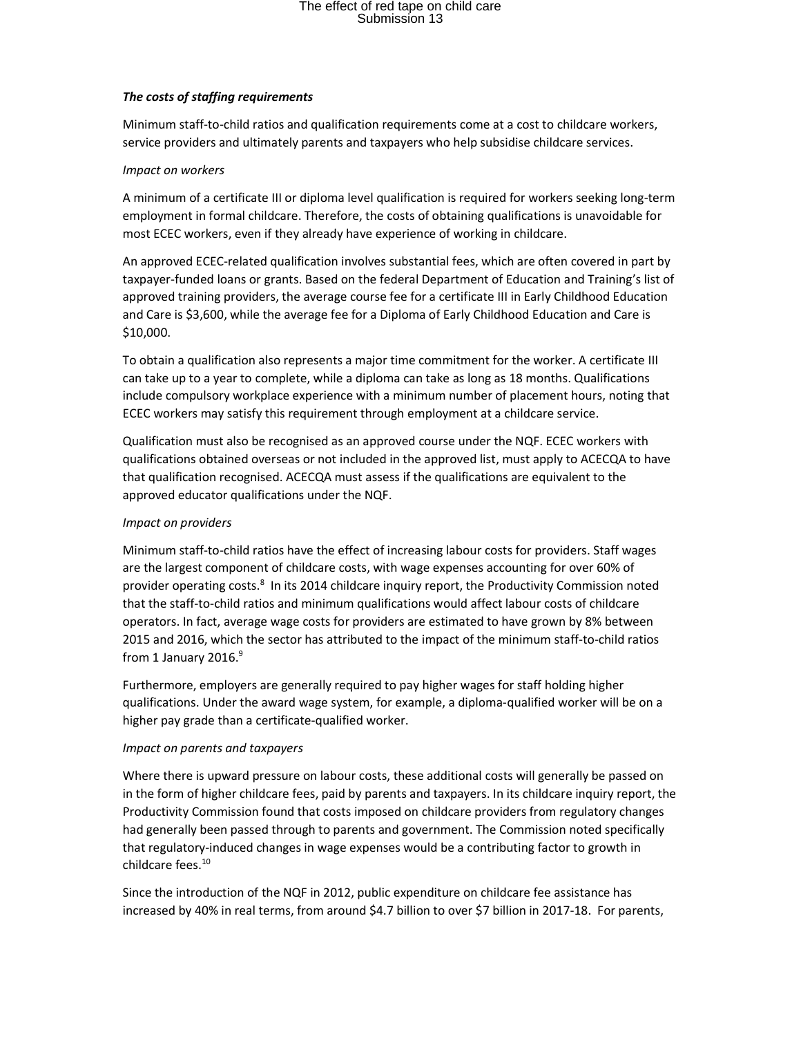***The costs of staffing requirements***

Minimum staff-to-child ratios and qualification requirements come at a cost to childcare workers, service providers and ultimately parents and taxpayers who help subsidise childcare services.

*Impact on workers*

A minimum of a certificate III or diploma level qualification is required for workers seeking long-term employment in formal childcare. Therefore, the costs of obtaining qualifications is unavoidable for most ECEC workers, even if they already have experience of working in childcare.

An approved ECEC-related qualification involves substantial fees, which are often covered in part by taxpayer-funded loans or grants. Based on the federal Department of Education and Training's list of approved training providers, the average course fee for a certificate III in Early Childhood Education and Care is $3,600, while the average fee for a Diploma of Early Childhood Education and Care is $10,000.

To obtain a qualification also represents a major time commitment for the worker. A certificate III can take up to a year to complete, while a diploma can take as long as 18 months. Qualifications include compulsory workplace experience with a minimum number of placement hours, noting that ECEC workers may satisfy this requirement through employment at a childcare service.

Qualification must also be recognised as an approved course under the NQF. ECEC workers with qualifications obtained overseas or not included in the approved list, must apply to ACECQA to have that qualification recognised. ACECQA must assess if the qualifications are equivalent to the approved educator qualifications under the NQF.

*Impact on providers*

Minimum staff-to-child ratios have the effect of increasing labour costs for providers. Staff wages are the largest component of childcare costs, with wage expenses accounting for over 60% of provider operating costs.[8] In its 2014 childcare inquiry report, the Productivity Commission noted that the staff-to-child ratios and minimum qualifications would affect labour costs of childcare operators. In fact, average wage costs for providers are estimated to have grown by 8% between 2015 and 2016, which the sector has attributed to the impact of the minimum staff-to-child ratios from 1 January 2016.[9]

Furthermore, employers are generally required to pay higher wages for staff holding higher qualifications. Under the award wage system, for example, a diploma-qualified worker will be on a higher pay grade than a certificate-qualified worker.

*Impact on parents and taxpayers*

Where there is upward pressure on labour costs, these additional costs will generally be passed on in the form of higher childcare fees, paid by parents and taxpayers. In its childcare inquiry report, the Productivity Commission found that costs imposed on childcare providers from regulatory changes had generally been passed through to parents and government. The Commission noted specifically that regulatory-induced changes in wage expenses would be a contributing factor to growth in childcare fees.[10]

Since the introduction of the NQF in 2012, public expenditure on childcare fee assistance has increased by 40% in real terms, from around $4.7 billion to over $7 billion in 2017-18. For parents,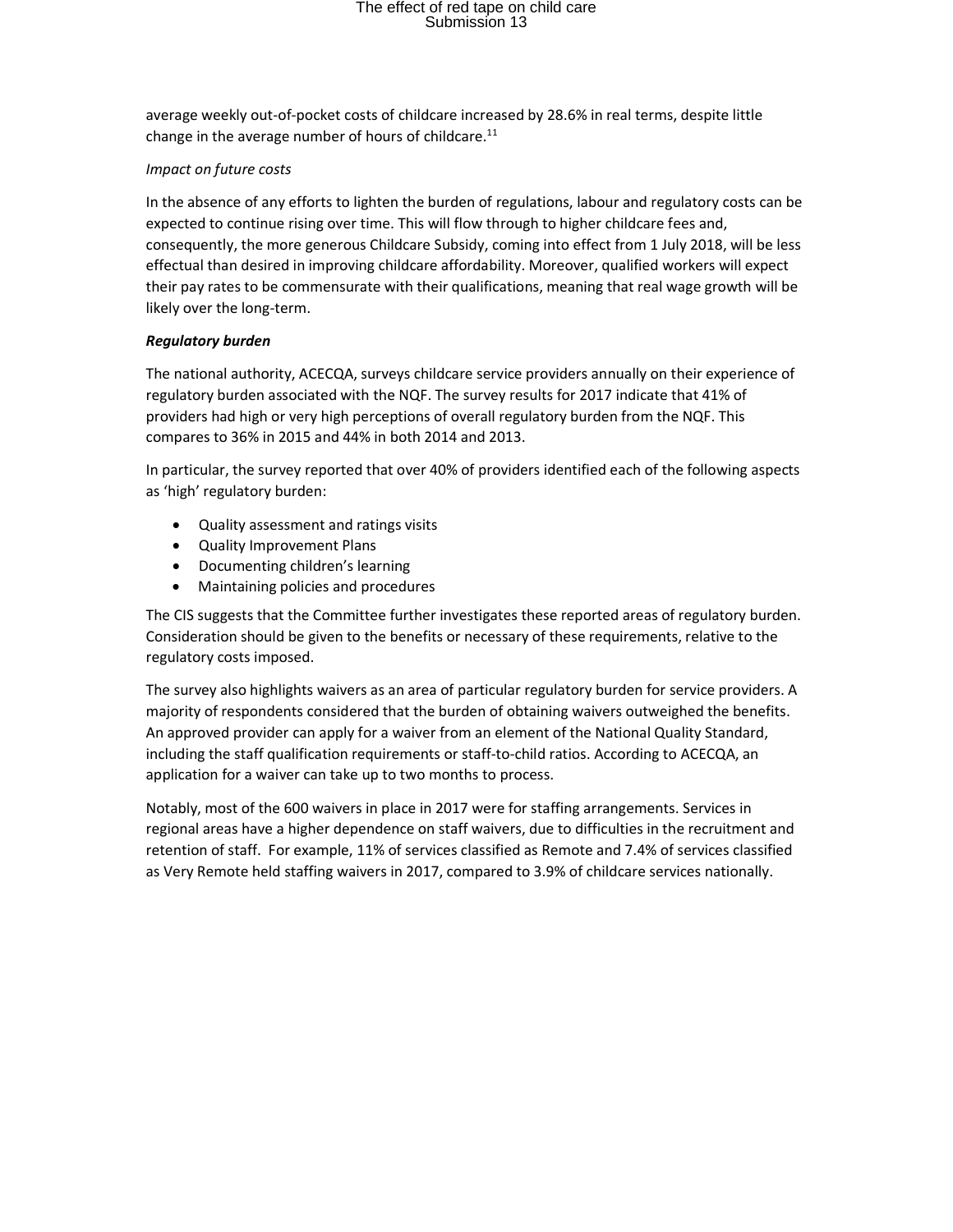average weekly out-of-pocket costs of childcare increased by 28.6% in real terms, despite little change in the average number of hours of childcare.[11]

*Impact on future costs*

In the absence of any efforts to lighten the burden of regulations, labour and regulatory costs can be expected to continue rising over time. This will flow through to higher childcare fees and, consequently, the more generous Childcare Subsidy, coming into effect from 1 July 2018, will be less effectual than desired in improving childcare affordability. Moreover, qualified workers will expect their pay rates to be commensurate with their qualifications, meaning that real wage growth will be likely over the long-term.

***Regulatory burden***

The national authority, ACECQA, surveys childcare service providers annually on their experience of regulatory burden associated with the NQF. The survey results for 2017 indicate that 41% of providers had high or very high perceptions of overall regulatory burden from the NQF. This compares to 36% in 2015 and 44% in both 2014 and 2013.

In particular, the survey reported that over 40% of providers identified each of the following aspects as 'high' regulatory burden:

- Quality assessment and ratings visits
- Quality Improvement Plans
- Documenting children's learning
- Maintaining policies and procedures

The CIS suggests that the Committee further investigates these reported areas of regulatory burden. Consideration should be given to the benefits or necessary of these requirements, relative to the regulatory costs imposed.

The survey also highlights waivers as an area of particular regulatory burden for service providers. A majority of respondents considered that the burden of obtaining waivers outweighed the benefits. An approved provider can apply for a waiver from an element of the National Quality Standard, including the staff qualification requirements or staff-to-child ratios. According to ACECQA, an application for a waiver can take up to two months to process.

Notably, most of the 600 waivers in place in 2017 were for staffing arrangements. Services in regional areas have a higher dependence on staff waivers, due to difficulties in the recruitment and retention of staff. For example, 11% of services classified as Remote and 7.4% of services classified as Very Remote held staffing waivers in 2017, compared to 3.9% of childcare services nationally.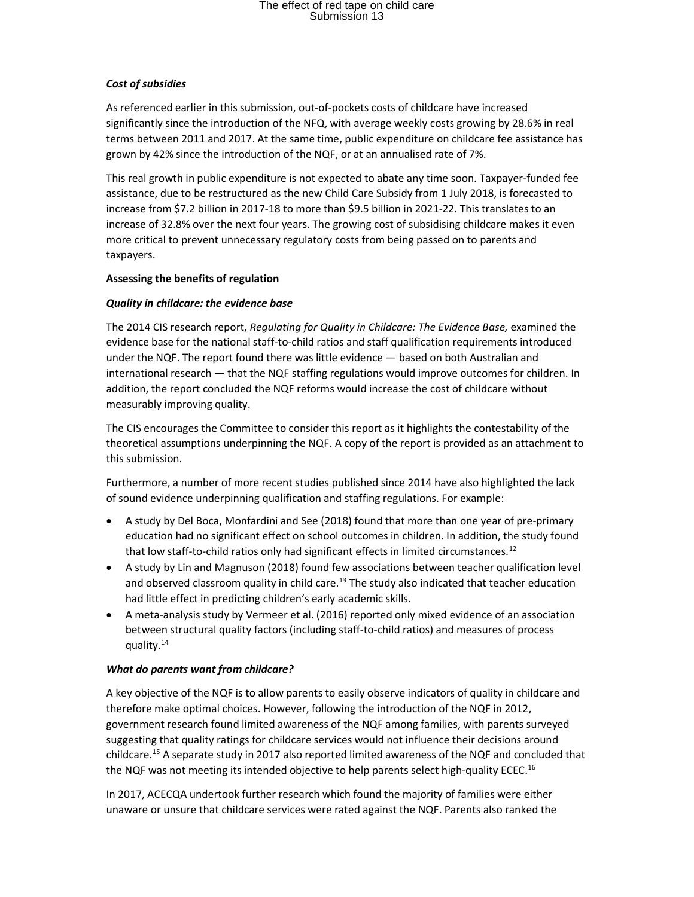***Cost of subsidies***

As referenced earlier in this submission, out-of-pockets costs of childcare have increased significantly since the introduction of the NFQ, with average weekly costs growing by 28.6% in real terms between 2011 and 2017. At the same time, public expenditure on childcare fee assistance has grown by 42% since the introduction of the NQF, or at an annualised rate of 7%.

This real growth in public expenditure is not expected to abate any time soon. Taxpayer-funded fee assistance, due to be restructured as the new Child Care Subsidy from 1 July 2018, is forecasted to increase from $7.2 billion in 2017-18 to more than $9.5 billion in 2021-22. This translates to an increase of 32.8% over the next four years. The growing cost of subsidising childcare makes it even more critical to prevent unnecessary regulatory costs from being passed on to parents and taxpayers.

**Assessing the benefits of regulation**

***Quality in childcare: the evidence base***

The 2014 CIS research report, *Regulating for Quality in Childcare: The Evidence Base,* examined the evidence base for the national staff-to-child ratios and staff qualification requirements introduced under the NQF. The report found there was little evidence — based on both Australian and international research — that the NQF staffing regulations would improve outcomes for children. In addition, the report concluded the NQF reforms would increase the cost of childcare without measurably improving quality.

The CIS encourages the Committee to consider this report as it highlights the contestability of the theoretical assumptions underpinning the NQF. A copy of the report is provided as an attachment to this submission.

Furthermore, a number of more recent studies published since 2014 have also highlighted the lack of sound evidence underpinning qualification and staffing regulations. For example:

- A study by Del Boca, Monfardini and See (2018) found that more than one year of pre-primary education had no significant effect on school outcomes in children. In addition, the study found that low staff-to-child ratios only had significant effects in limited circumstances.[12]
- A study by Lin and Magnuson (2018) found few associations between teacher qualification level and observed classroom quality in child care.[13] The study also indicated that teacher education had little effect in predicting children's early academic skills.
- A meta-analysis study by Vermeer et al. (2016) reported only mixed evidence of an association between structural quality factors (including staff-to-child ratios) and measures of process quality.[14]

***What do parents want from childcare?***

A key objective of the NQF is to allow parents to easily observe indicators of quality in childcare and therefore make optimal choices. However, following the introduction of the NQF in 2012, government research found limited awareness of the NQF among families, with parents surveyed suggesting that quality ratings for childcare services would not influence their decisions around childcare.[15] A separate study in 2017 also reported limited awareness of the NQF and concluded that the NQF was not meeting its intended objective to help parents select high-quality ECEC.[16]

In 2017, ACECQA undertook further research which found the majority of families were either unaware or unsure that childcare services were rated against the NQF. Parents also ranked the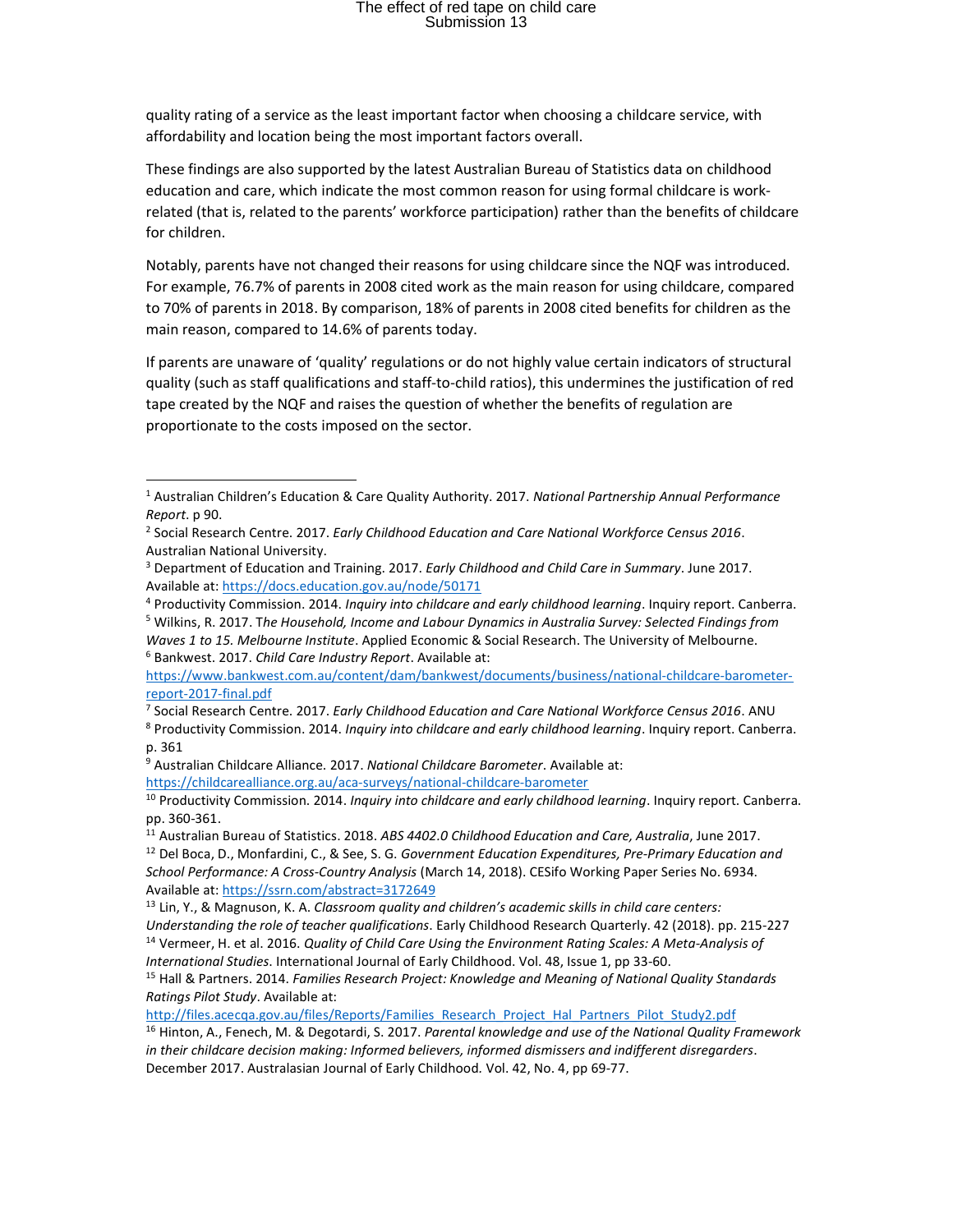quality rating of a service as the least important factor when choosing a childcare service, with affordability and location being the most important factors overall.

These findings are also supported by the latest Australian Bureau of Statistics data on childhood education and care, which indicate the most common reason for using formal childcare is work-related (that is, related to the parents' workforce participation) rather than the benefits of childcare for children.

Notably, parents have not changed their reasons for using childcare since the NQF was introduced. For example, 76.7% of parents in 2008 cited work as the main reason for using childcare, compared to 70% of parents in 2018. By comparison, 18% of parents in 2008 cited benefits for children as the main reason, compared to 14.6% of parents today.

If parents are unaware of 'quality' regulations or do not highly value certain indicators of structural quality (such as staff qualifications and staff-to-child ratios), this undermines the justification of red tape created by the NQF and raises the question of whether the benefits of regulation are proportionate to the costs imposed on the sector.

---

[1] Australian Children's Education & Care Quality Authority. 2017. *National Partnership Annual Performance Report*. p 90.

[2] Social Research Centre. 2017. *Early Childhood Education and Care National Workforce Census 2016*. Australian National University.

[3] Department of Education and Training. 2017. *Early Childhood and Child Care in Summary*. June 2017. Available at: https://docs.education.gov.au/node/50171

[4] Productivity Commission. 2014. *Inquiry into childcare and early childhood learning*. Inquiry report. Canberra.

[5] Wilkins, R. 2017. T*he Household, Income and Labour Dynamics in Australia Survey: Selected Findings from Waves 1 to 15. Melbourne Institute*. Applied Economic & Social Research. The University of Melbourne.

[6] Bankwest. 2017. *Child Care Industry Report*. Available at: https://www.bankwest.com.au/content/dam/bankwest/documents/business/national-childcare-barometer-report-2017-final.pdf

[7] Social Research Centre. 2017. *Early Childhood Education and Care National Workforce Census 2016*. ANU

[8] Productivity Commission. 2014. *Inquiry into childcare and early childhood learning*. Inquiry report. Canberra. p. 361

[9] Australian Childcare Alliance. 2017. *National Childcare Barometer*. Available at: https://childcarealliance.org.au/aca-surveys/national-childcare-barometer

[10] Productivity Commission. 2014. *Inquiry into childcare and early childhood learning*. Inquiry report. Canberra. pp. 360-361.

[11] Australian Bureau of Statistics. 2018. *ABS 4402.0 Childhood Education and Care, Australia*, June 2017.

[12] Del Boca, D., Monfardini, C., & See, S. G. *Government Education Expenditures, Pre-Primary Education and School Performance: A Cross-Country Analysis* (March 14, 2018). CESifo Working Paper Series No. 6934. Available at: https://ssrn.com/abstract=3172649

[13] Lin, Y., & Magnuson, K. A. *Classroom quality and children's academic skills in child care centers: Understanding the role of teacher qualifications*. Early Childhood Research Quarterly. 42 (2018). pp. 215-227

[14] Vermeer, H. et al. 2016. *Quality of Child Care Using the Environment Rating Scales: A Meta-Analysis of International Studies*. International Journal of Early Childhood. Vol. 48, Issue 1, pp 33-60.

[15] Hall & Partners. 2014. *Families Research Project: Knowledge and Meaning of National Quality Standards Ratings Pilot Study*. Available at: http://files.acecqa.gov.au/files/Reports/Families_Research_Project_Hal_Partners_Pilot_Study2.pdf

[16] Hinton, A., Fenech, M. & Degotardi, S. 2017. *Parental knowledge and use of the National Quality Framework in their childcare decision making: Informed believers, informed dismissers and indifferent disregarders*. December 2017. Australasian Journal of Early Childhood. Vol. 42, No. 4, pp 69-77.